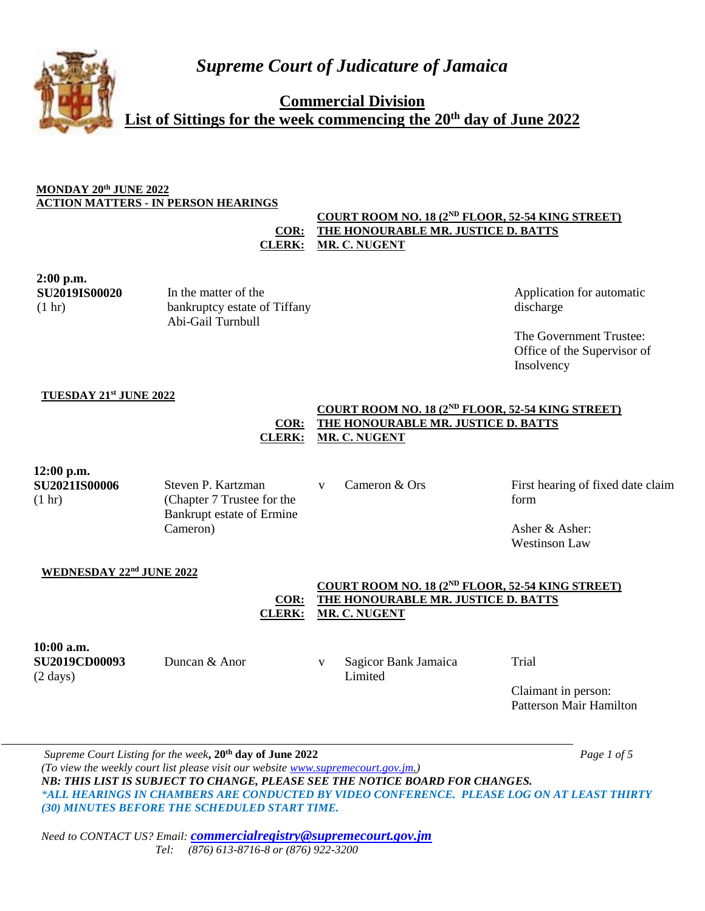# *Supreme Court of Judicature of Jamaica*

## Commercial Division
## List of Sittings for the week commencing the 20th day of June 2022

**MONDAY 20th JUNE 2022**
**ACTION MATTERS - IN PERSON HEARINGS**

**COURT ROOM NO. 18 (2ND FLOOR, 52-54 KING STREET)**
**COR: THE HONOURABLE MR. JUSTICE D. BATTS**
**CLERK: MR. C. NUGENT**

| Time / Claim No. | Parties | | | Matter / Attorneys |
|---|---|---|---|---|
| **2:00 p.m.** **SU2019IS00020** (1 hr) | In the matter of the bankruptcy estate of Tiffany Abi-Gail Turnbull | | | Application for automatic discharge<br><br>The Government Trustee: Office of the Supervisor of Insolvency |

**TUESDAY 21st JUNE 2022**

**COURT ROOM NO. 18 (2ND FLOOR, 52-54 KING STREET)**
**COR: THE HONOURABLE MR. JUSTICE D. BATTS**
**CLERK: MR. C. NUGENT**

| Time / Claim No. | Claimant | | Defendant | Matter / Attorneys |
|---|---|---|---|---|
| **12:00 p.m.** **SU2021IS00006** (1 hr) | Steven P. Kartzman (Chapter 7 Trustee for the Bankrupt estate of Ermine Cameron) | v | Cameron & Ors | First hearing of fixed date claim form<br><br>Asher & Asher: Westinson Law |

**WEDNESDAY 22nd JUNE 2022**

**COURT ROOM NO. 18 (2ND FLOOR, 52-54 KING STREET)**
**COR: THE HONOURABLE MR. JUSTICE D. BATTS**
**CLERK: MR. C. NUGENT**

| Time / Claim No. | Claimant | | Defendant | Matter / Attorneys |
|---|---|---|---|---|
| **10:00 a.m.** **SU2019CD00093** (2 days) | Duncan & Anor | v | Sagicor Bank Jamaica Limited | Trial<br><br>Claimant in person: Patterson Mair Hamilton |

*Supreme Court Listing for the week*, **20th day of June 2022**
*(To view the weekly court list please visit our website www.supremecourt.gov.jm.)*
***NB: THIS LIST IS SUBJECT TO CHANGE, PLEASE SEE THE NOTICE BOARD FOR CHANGES.***
***\*ALL HEARINGS IN CHAMBERS ARE CONDUCTED BY VIDEO CONFERENCE. PLEASE LOG ON AT LEAST THIRTY (30) MINUTES BEFORE THE SCHEDULED START TIME.***

*Need to CONTACT US? Email:* ***commercialregistry@supremecourt.gov.jm***
*Tel: (876) 613-8716-8 or (876) 922-3200*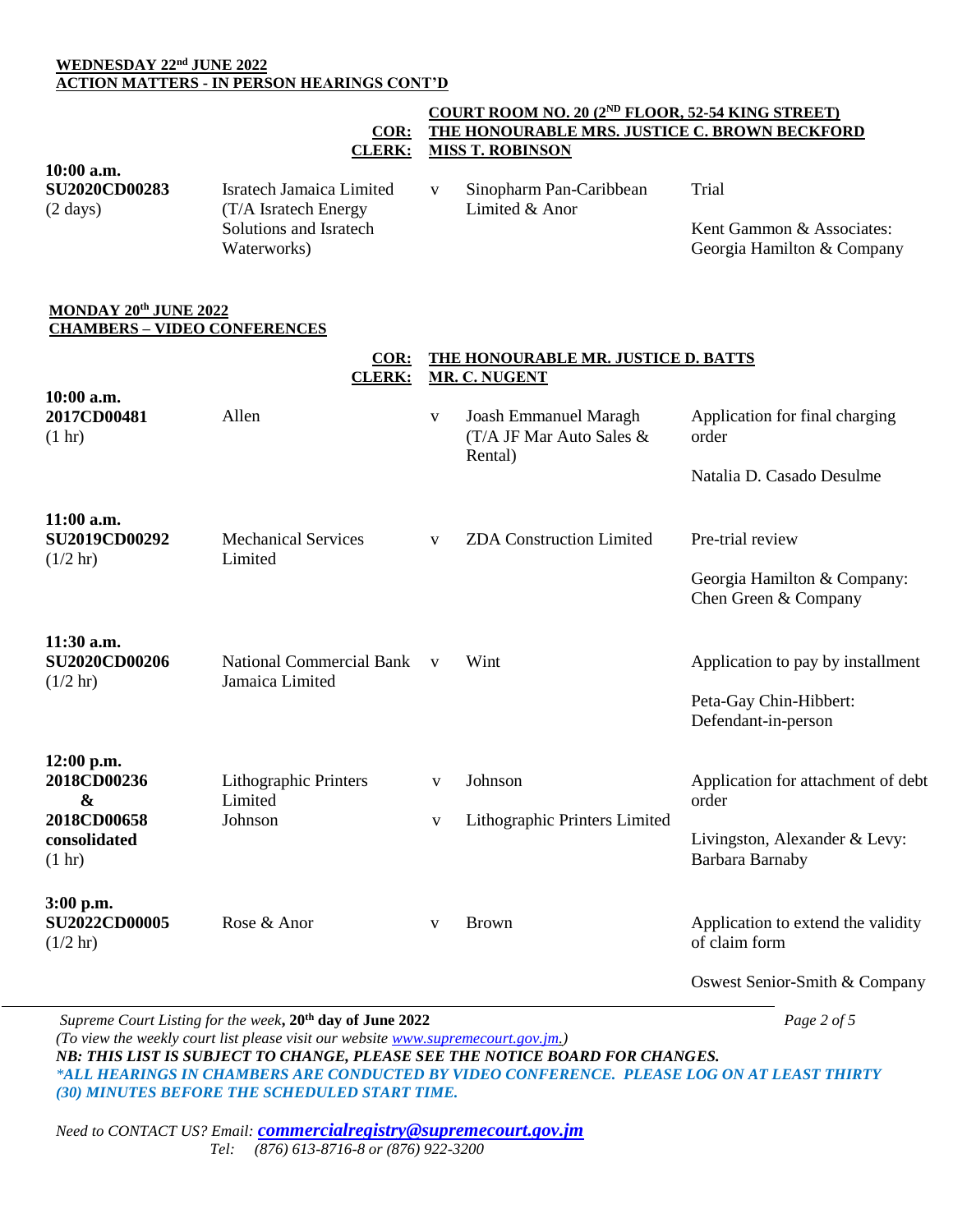**WEDNESDAY 22nd JUNE 2022**
**ACTION MATTERS - IN PERSON HEARINGS CONT'D**

**COURT ROOM NO. 20 (2ND FLOOR, 52-54 KING STREET)**
**COR: THE HONOURABLE MRS. JUSTICE C. BROWN BECKFORD**
**CLERK: MISS T. ROBINSON**

| Time / Suit No. | Claimant | | Defendant | Matter / Attorneys |
|---|---|---|---|---|
| **10:00 a.m.** **SU2020CD00283** (2 days) | Isratech Jamaica Limited (T/A Isratech Energy Solutions and Isratech Waterworks) | v | Sinopharm Pan-Caribbean Limited & Anor | Trial<br>Kent Gammon & Associates: Georgia Hamilton & Company |

**MONDAY 20th JUNE 2022**
**CHAMBERS – VIDEO CONFERENCES**

**COR: THE HONOURABLE MR. JUSTICE D. BATTS**
**CLERK: MR. C. NUGENT**

| Time / Suit No. | Claimant | | Defendant | Matter / Attorneys |
|---|---|---|---|---|
| **10:00 a.m.** **2017CD00481** (1 hr) | Allen | v | Joash Emmanuel Maragh (T/A JF Mar Auto Sales & Rental) | Application for final charging order<br>Natalia D. Casado Desulme |
| **11:00 a.m.** **SU2019CD00292** (1/2 hr) | Mechanical Services Limited | v | ZDA Construction Limited | Pre-trial review<br>Georgia Hamilton & Company: Chen Green & Company |
| **11:30 a.m.** **SU2020CD00206** (1/2 hr) | National Commercial Bank Jamaica Limited | v | Wint | Application to pay by installment<br>Peta-Gay Chin-Hibbert: Defendant-in-person |
| **12:00 p.m.** **2018CD00236 & 2018CD00658 consolidated** (1 hr) | Lithographic Printers Limited<br>Johnson | v<br>v | Johnson<br>Lithographic Printers Limited | Application for attachment of debt order<br>Livingston, Alexander & Levy: Barbara Barnaby |
| **3:00 p.m.** **SU2022CD00005** (1/2 hr) | Rose & Anor | v | Brown | Application to extend the validity of claim form<br>Oswest Senior-Smith & Company |

*Supreme Court Listing for the week*, **20th day of June 2022**
*(To view the weekly court list please visit our website www.supremecourt.gov.jm.)*
***NB: THIS LIST IS SUBJECT TO CHANGE, PLEASE SEE THE NOTICE BOARD FOR CHANGES.***
***\*ALL HEARINGS IN CHAMBERS ARE CONDUCTED BY VIDEO CONFERENCE. PLEASE LOG ON AT LEAST THIRTY (30) MINUTES BEFORE THE SCHEDULED START TIME.***

*Need to CONTACT US? Email:* ***commercialregistry@supremecourt.gov.jm***
*Tel: (876) 613-8716-8 or (876) 922-3200*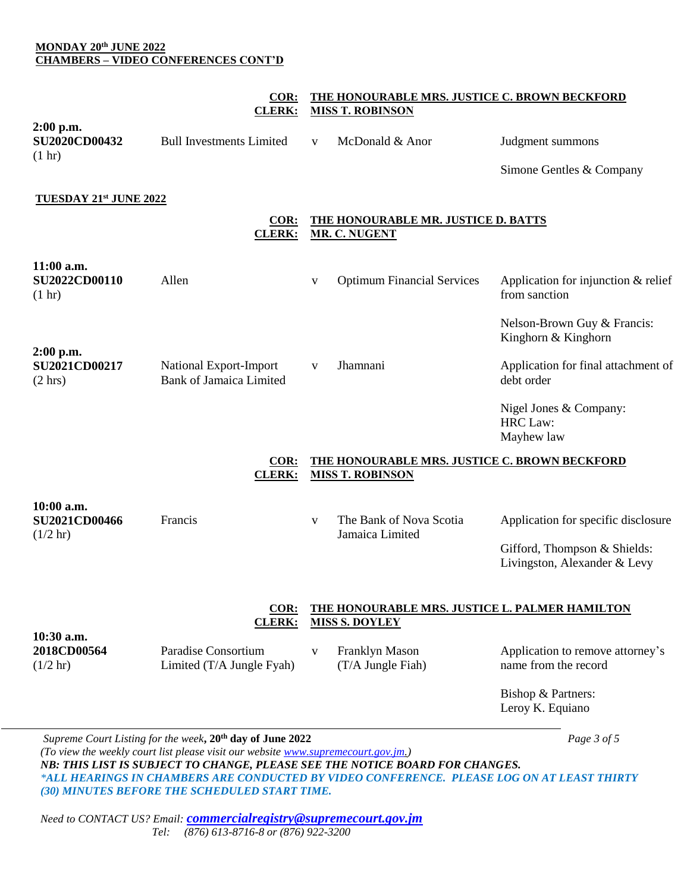**MONDAY 20th JUNE 2022**
**CHAMBERS – VIDEO CONFERENCES CONT'D**

**COR: THE HONOURABLE MRS. JUSTICE C. BROWN BECKFORD**
**CLERK: MISS T. ROBINSON**

| | | | | |
|---|---|---|---|---|
| **2:00 p.m.**<br>**SU2020CD00432**<br>(1 hr) | Bull Investments Limited | v | McDonald & Anor | Judgment summons<br><br>Simone Gentles & Company |

**TUESDAY 21st JUNE 2022**

**COR: THE HONOURABLE MR. JUSTICE D. BATTS**
**CLERK: MR. C. NUGENT**

| | | | | |
|---|---|---|---|---|
| **11:00 a.m.**<br>**SU2022CD00110**<br>(1 hr) | Allen | v | Optimum Financial Services | Application for injunction & relief from sanction<br><br>Nelson-Brown Guy & Francis:<br>Kinghorn & Kinghorn |
| **2:00 p.m.**<br>**SU2021CD00217**<br>(2 hrs) | National Export-Import Bank of Jamaica Limited | v | Jhamnani | Application for final attachment of debt order<br><br>Nigel Jones & Company:<br>HRC Law:<br>Mayhew law |

**COR: THE HONOURABLE MRS. JUSTICE C. BROWN BECKFORD**
**CLERK: MISS T. ROBINSON**

| | | | | |
|---|---|---|---|---|
| **10:00 a.m.**<br>**SU2021CD00466**<br>(1/2 hr) | Francis | v | The Bank of Nova Scotia Jamaica Limited | Application for specific disclosure<br><br>Gifford, Thompson & Shields:<br>Livingston, Alexander & Levy |

**COR: THE HONOURABLE MRS. JUSTICE L. PALMER HAMILTON**
**CLERK: MISS S. DOYLEY**

| | | | | |
|---|---|---|---|---|
| **10:30 a.m.**<br>**2018CD00564**<br>(1/2 hr) | Paradise Consortium Limited (T/A Jungle Fyah) | v | Franklyn Mason (T/A Jungle Fiah) | Application to remove attorney's name from the record<br><br>Bishop & Partners:<br>Leroy K. Equiano |

*Supreme Court Listing for the week*, **20th day of June 2022**
*(To view the weekly court list please visit our website www.supremecourt.gov.jm.)*
***NB: THIS LIST IS SUBJECT TO CHANGE, PLEASE SEE THE NOTICE BOARD FOR CHANGES.***
****ALL HEARINGS IN CHAMBERS ARE CONDUCTED BY VIDEO CONFERENCE. PLEASE LOG ON AT LEAST THIRTY (30) MINUTES BEFORE THE SCHEDULED START TIME.***

*Need to CONTACT US? Email:* ***commercialregistry@supremecourt.gov.jm***
*Tel: (876) 613-8716-8 or (876) 922-3200*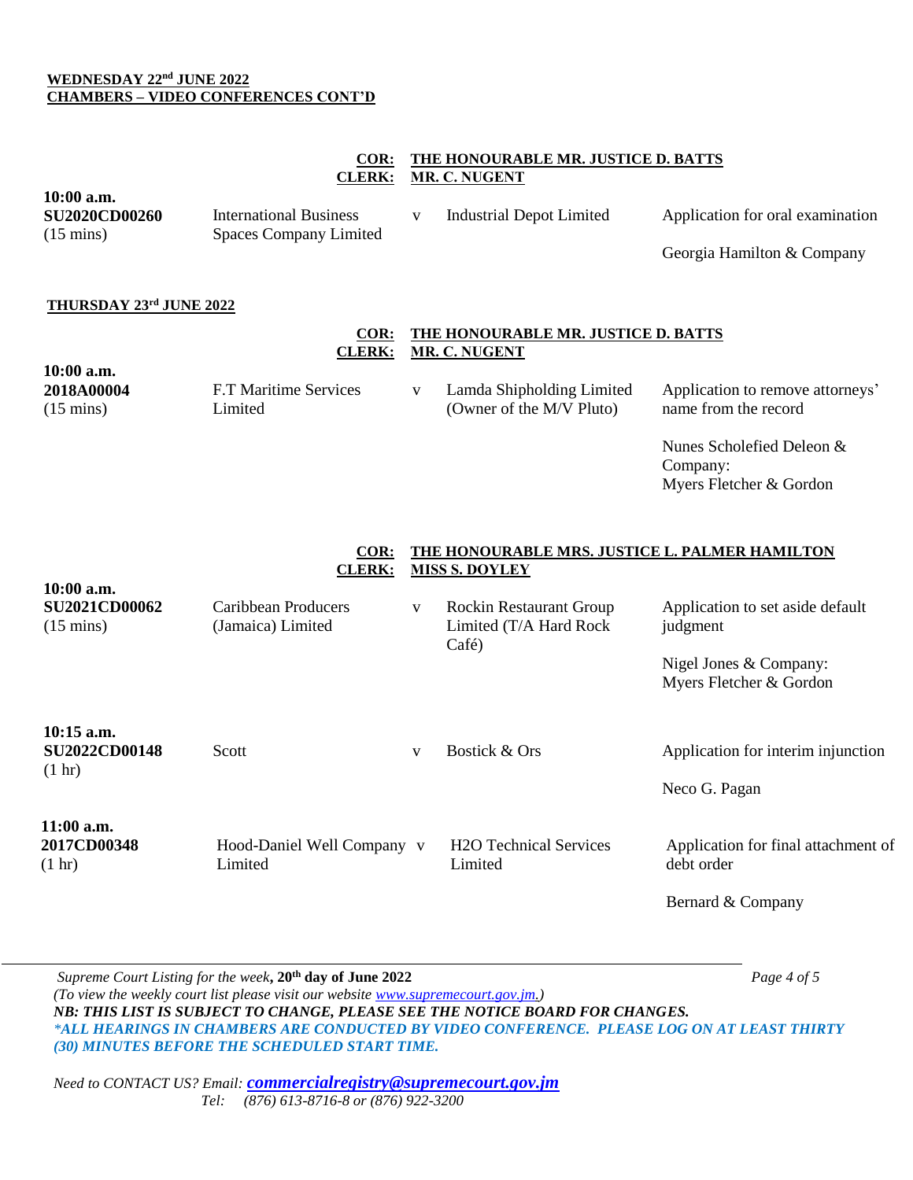**WEDNESDAY 22nd JUNE 2022**
**CHAMBERS – VIDEO CONFERENCES CONT'D**

**COR: THE HONOURABLE MR. JUSTICE D. BATTS**
**CLERK: MR. C. NUGENT**

| Time / Claim No. | Claimant | | Defendant | Application / Attorneys |
|---|---|---|---|---|
| **10:00 a.m.** **SU2020CD00260** (15 mins) | International Business Spaces Company Limited | v | Industrial Depot Limited | Application for oral examination<br><br>Georgia Hamilton & Company |

**THURSDAY 23rd JUNE 2022**

**COR: THE HONOURABLE MR. JUSTICE D. BATTS**
**CLERK: MR. C. NUGENT**

| Time / Claim No. | Claimant | | Defendant | Application / Attorneys |
|---|---|---|---|---|
| **10:00 a.m.** **2018A00004** (15 mins) | F.T Maritime Services Limited | v | Lamda Shipholding Limited (Owner of the M/V Pluto) | Application to remove attorneys' name from the record<br><br>Nunes Scholefied Deleon & Company: Myers Fletcher & Gordon |

**COR: THE HONOURABLE MRS. JUSTICE L. PALMER HAMILTON**
**CLERK: MISS S. DOYLEY**

| Time / Claim No. | Claimant | | Defendant | Application / Attorneys |
|---|---|---|---|---|
| **10:00 a.m.** **SU2021CD00062** (15 mins) | Caribbean Producers (Jamaica) Limited | v | Rockin Restaurant Group Limited (T/A Hard Rock Café) | Application to set aside default judgment<br><br>Nigel Jones & Company: Myers Fletcher & Gordon |
| **10:15 a.m.** **SU2022CD00148** (1 hr) | Scott | v | Bostick & Ors | Application for interim injunction<br><br>Neco G. Pagan |
| **11:00 a.m.** **2017CD00348** (1 hr) | Hood-Daniel Well Company Limited | v | H2O Technical Services Limited | Application for final attachment of debt order<br><br>Bernard & Company |

*Supreme Court Listing for the week*, **20th day of June 2022**
*(To view the weekly court list please visit our website www.supremecourt.gov.jm.)*
***NB: THIS LIST IS SUBJECT TO CHANGE, PLEASE SEE THE NOTICE BOARD FOR CHANGES.***
****ALL HEARINGS IN CHAMBERS ARE CONDUCTED BY VIDEO CONFERENCE. PLEASE LOG ON AT LEAST THIRTY (30) MINUTES BEFORE THE SCHEDULED START TIME.***

*Need to CONTACT US? Email:* ***commercialregistry@supremecourt.gov.jm***
*Tel: (876) 613-8716-8 or (876) 922-3200*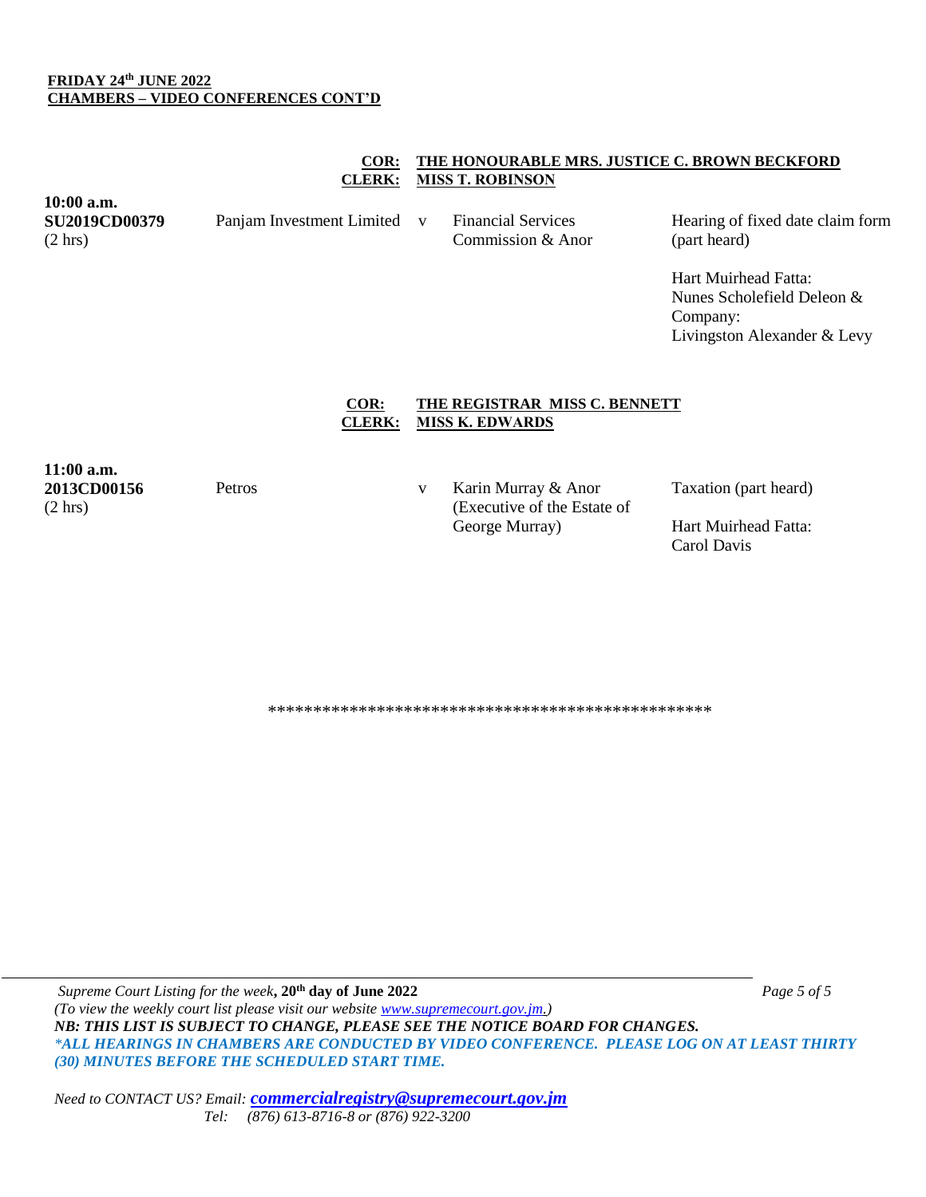**FRIDAY 24th JUNE 2022**
**CHAMBERS – VIDEO CONFERENCES CONT'D**

**COR: THE HONOURABLE MRS. JUSTICE C. BROWN BECKFORD**
**CLERK: MISS T. ROBINSON**

| | | | | |
|---|---|---|---|---|
| **10:00 a.m.** **SU2019CD00379** (2 hrs) | Panjam Investment Limited | v | Financial Services Commission & Anor | Hearing of fixed date claim form (part heard) <br><br> Hart Muirhead Fatta: Nunes Scholefield Deleon & Company: Livingston Alexander & Levy |

**COR: THE REGISTRAR MISS C. BENNETT**
**CLERK: MISS K. EDWARDS**

| | | | | |
|---|---|---|---|---|
| **11:00 a.m.** **2013CD00156** (2 hrs) | Petros | v | Karin Murray & Anor (Executive of the Estate of George Murray) | Taxation (part heard) <br><br> Hart Muirhead Fatta: Carol Davis |

\*\*\*\*\*\*\*\*\*\*\*\*\*\*\*\*\*\*\*\*\*\*\*\*\*\*\*\*\*\*\*\*\*\*\*\*\*\*\*\*\*\*\*\*\*\*\*\*\*\*\*

*Supreme Court Listing for the week*, **20th day of June 2022**
*(To view the weekly court list please visit our website www.supremecourt.gov.jm.)*
***NB: THIS LIST IS SUBJECT TO CHANGE, PLEASE SEE THE NOTICE BOARD FOR CHANGES.***
***\*ALL HEARINGS IN CHAMBERS ARE CONDUCTED BY VIDEO CONFERENCE. PLEASE LOG ON AT LEAST THIRTY (30) MINUTES BEFORE THE SCHEDULED START TIME.***

*Need to CONTACT US? Email:* ***commercialregistry@supremecourt.gov.jm***
*Tel: (876) 613-8716-8 or (876) 922-3200*